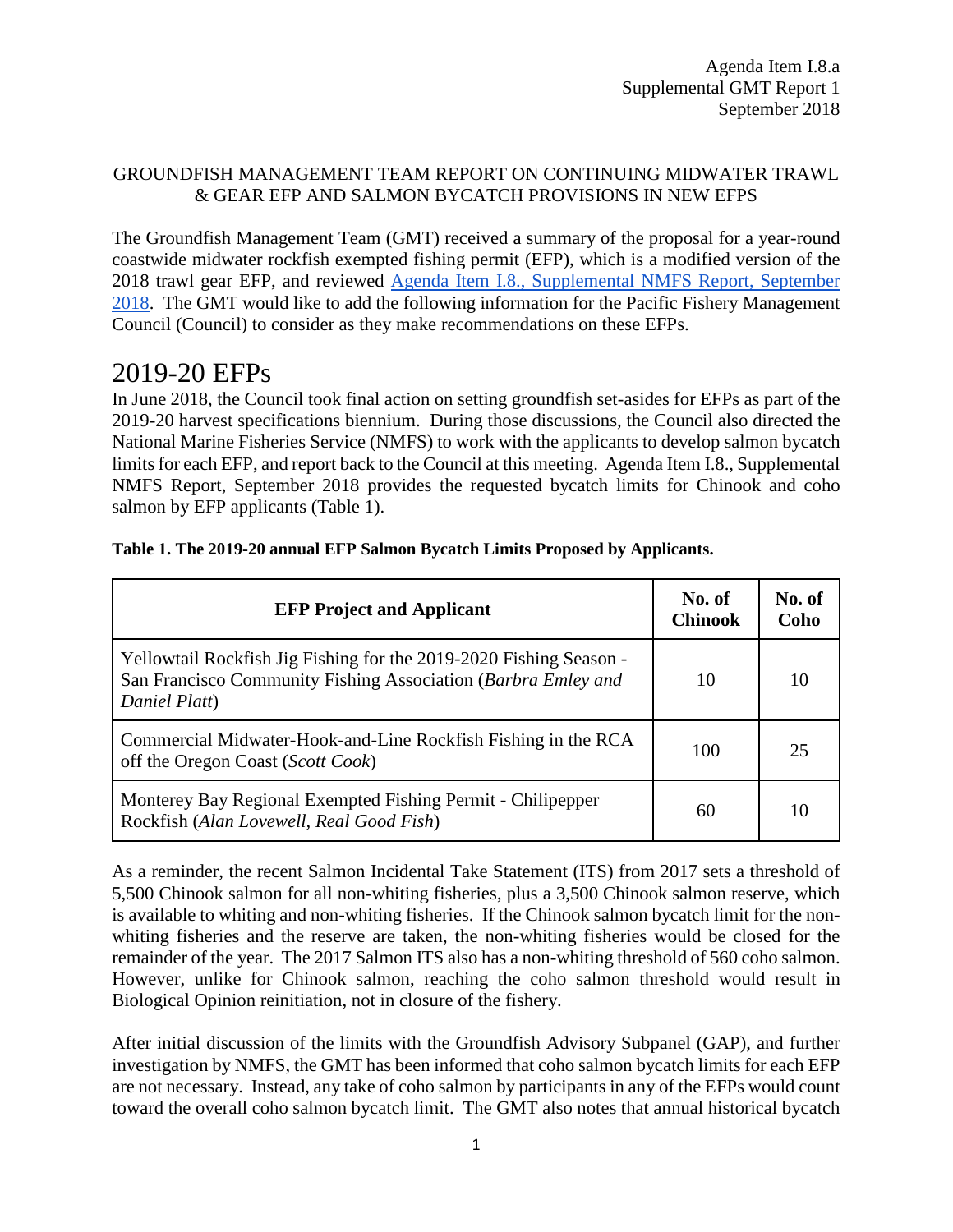Agenda Item I.8.a
Supplemental GMT Report 1
September 2018

GROUNDFISH MANAGEMENT TEAM REPORT ON CONTINUING MIDWATER TRAWL & GEAR EFP AND SALMON BYCATCH PROVISIONS IN NEW EFPS

The Groundfish Management Team (GMT) received a summary of the proposal for a year-round coastwide midwater rockfish exempted fishing permit (EFP), which is a modified version of the 2018 trawl gear EFP, and reviewed [Agenda Item I.8., Supplemental NMFS Report, September 2018](). The GMT would like to add the following information for the Pacific Fishery Management Council (Council) to consider as they make recommendations on these EFPs.

# 2019-20 EFPs

In June 2018, the Council took final action on setting groundfish set-asides for EFPs as part of the 2019-20 harvest specifications biennium. During those discussions, the Council also directed the National Marine Fisheries Service (NMFS) to work with the applicants to develop salmon bycatch limits for each EFP, and report back to the Council at this meeting. Agenda Item I.8., Supplemental NMFS Report, September 2018 provides the requested bycatch limits for Chinook and coho salmon by EFP applicants (Table 1).

**Table 1. The 2019-20 annual EFP Salmon Bycatch Limits Proposed by Applicants.**

| EFP Project and Applicant | No. of Chinook | No. of Coho |
|---|---|---|
| Yellowtail Rockfish Jig Fishing for the 2019-2020 Fishing Season - San Francisco Community Fishing Association (*Barbra Emley and Daniel Platt*) | 10 | 10 |
| Commercial Midwater-Hook-and-Line Rockfish Fishing in the RCA off the Oregon Coast (*Scott Cook*) | 100 | 25 |
| Monterey Bay Regional Exempted Fishing Permit - Chilipepper Rockfish (*Alan Lovewell, Real Good Fish*) | 60 | 10 |

As a reminder, the recent Salmon Incidental Take Statement (ITS) from 2017 sets a threshold of 5,500 Chinook salmon for all non-whiting fisheries, plus a 3,500 Chinook salmon reserve, which is available to whiting and non-whiting fisheries. If the Chinook salmon bycatch limit for the non-whiting fisheries and the reserve are taken, the non-whiting fisheries would be closed for the remainder of the year. The 2017 Salmon ITS also has a non-whiting threshold of 560 coho salmon. However, unlike for Chinook salmon, reaching the coho salmon threshold would result in Biological Opinion reinitiation, not in closure of the fishery.

After initial discussion of the limits with the Groundfish Advisory Subpanel (GAP), and further investigation by NMFS, the GMT has been informed that coho salmon bycatch limits for each EFP are not necessary. Instead, any take of coho salmon by participants in any of the EFPs would count toward the overall coho salmon bycatch limit. The GMT also notes that annual historical bycatch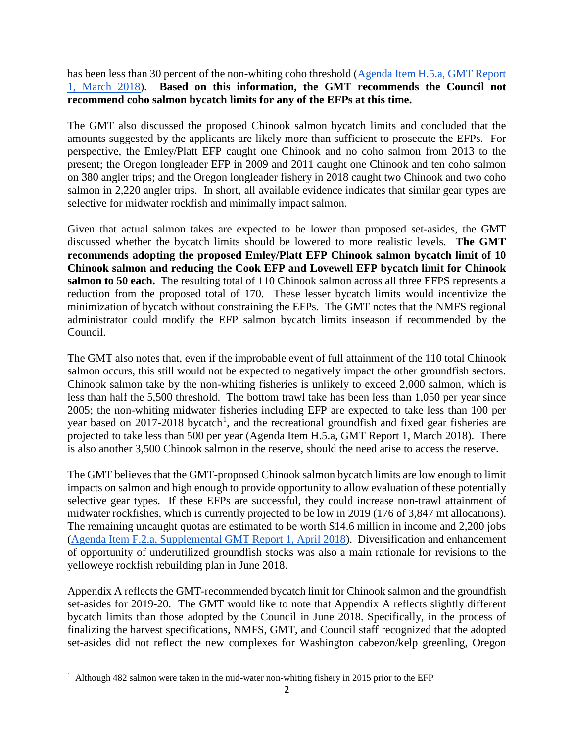has been less than 30 percent of the non-whiting coho threshold ([Agenda Item H.5.a, GMT Report 1, March 2018]). **Based on this information, the GMT recommends the Council not recommend coho salmon bycatch limits for any of the EFPs at this time.**

The GMT also discussed the proposed Chinook salmon bycatch limits and concluded that the amounts suggested by the applicants are likely more than sufficient to prosecute the EFPs. For perspective, the Emley/Platt EFP caught one Chinook and no coho salmon from 2013 to the present; the Oregon longleader EFP in 2009 and 2011 caught one Chinook and ten coho salmon on 380 angler trips; and the Oregon longleader fishery in 2018 caught two Chinook and two coho salmon in 2,220 angler trips. In short, all available evidence indicates that similar gear types are selective for midwater rockfish and minimally impact salmon.

Given that actual salmon takes are expected to be lower than proposed set-asides, the GMT discussed whether the bycatch limits should be lowered to more realistic levels. **The GMT recommends adopting the proposed Emley/Platt EFP Chinook salmon bycatch limit of 10 Chinook salmon and reducing the Cook EFP and Lovewell EFP bycatch limit for Chinook salmon to 50 each.** The resulting total of 110 Chinook salmon across all three EFPS represents a reduction from the proposed total of 170. These lesser bycatch limits would incentivize the minimization of bycatch without constraining the EFPs. The GMT notes that the NMFS regional administrator could modify the EFP salmon bycatch limits inseason if recommended by the Council.

The GMT also notes that, even if the improbable event of full attainment of the 110 total Chinook salmon occurs, this still would not be expected to negatively impact the other groundfish sectors. Chinook salmon take by the non-whiting fisheries is unlikely to exceed 2,000 salmon, which is less than half the 5,500 threshold. The bottom trawl take has been less than 1,050 per year since 2005; the non-whiting midwater fisheries including EFP are expected to take less than 100 per year based on 2017-2018 bycatch[1], and the recreational groundfish and fixed gear fisheries are projected to take less than 500 per year (Agenda Item H.5.a, GMT Report 1, March 2018). There is also another 3,500 Chinook salmon in the reserve, should the need arise to access the reserve.

The GMT believes that the GMT-proposed Chinook salmon bycatch limits are low enough to limit impacts on salmon and high enough to provide opportunity to allow evaluation of these potentially selective gear types. If these EFPs are successful, they could increase non-trawl attainment of midwater rockfishes, which is currently projected to be low in 2019 (176 of 3,847 mt allocations). The remaining uncaught quotas are estimated to be worth $14.6 million in income and 2,200 jobs ([Agenda Item F.2.a, Supplemental GMT Report 1, April 2018]). Diversification and enhancement of opportunity of underutilized groundfish stocks was also a main rationale for revisions to the yelloweye rockfish rebuilding plan in June 2018.

Appendix A reflects the GMT-recommended bycatch limit for Chinook salmon and the groundfish set-asides for 2019-20. The GMT would like to note that Appendix A reflects slightly different bycatch limits than those adopted by the Council in June 2018. Specifically, in the process of finalizing the harvest specifications, NMFS, GMT, and Council staff recognized that the adopted set-asides did not reflect the new complexes for Washington cabezon/kelp greenling, Oregon

[1] Although 482 salmon were taken in the mid-water non-whiting fishery in 2015 prior to the EFP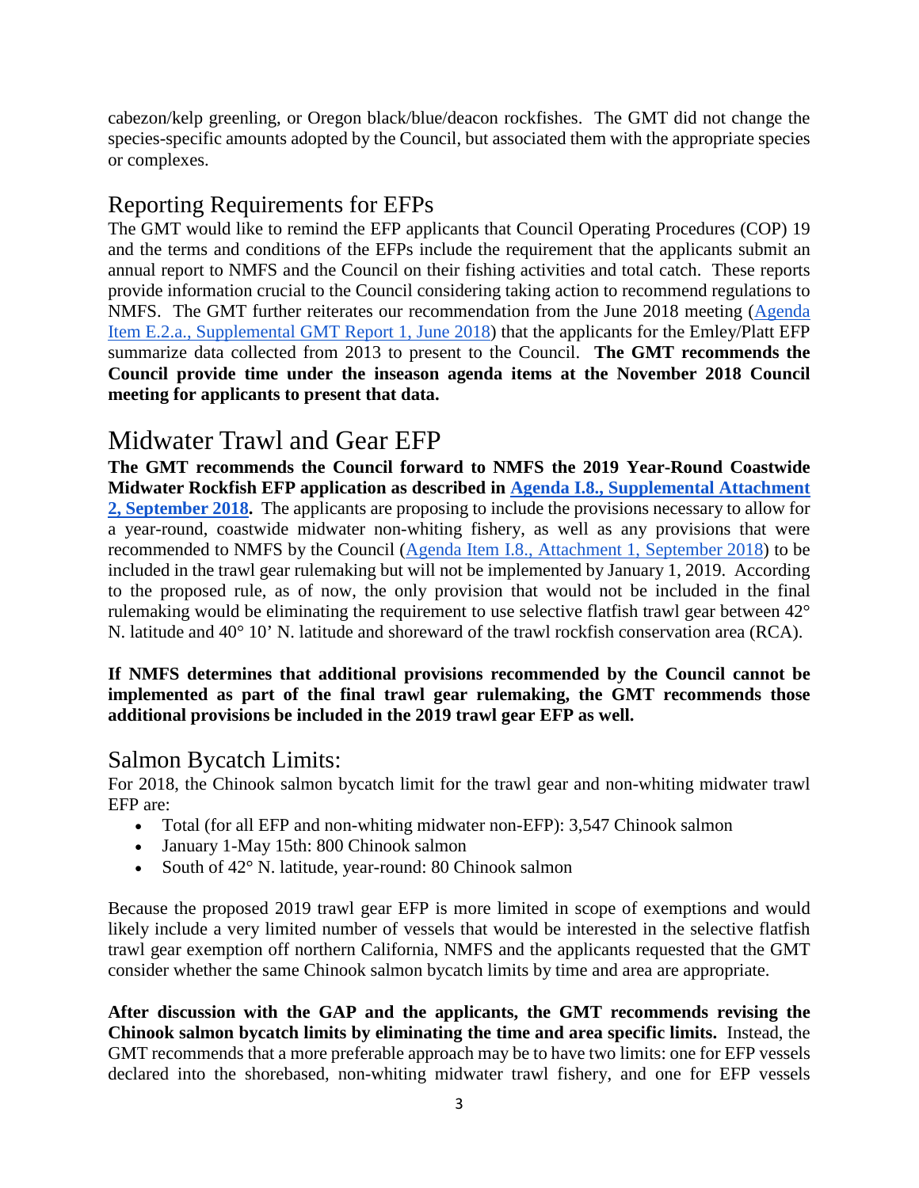cabezon/kelp greenling, or Oregon black/blue/deacon rockfishes. The GMT did not change the species-specific amounts adopted by the Council, but associated them with the appropriate species or complexes.

## Reporting Requirements for EFPs

The GMT would like to remind the EFP applicants that Council Operating Procedures (COP) 19 and the terms and conditions of the EFPs include the requirement that the applicants submit an annual report to NMFS and the Council on their fishing activities and total catch. These reports provide information crucial to the Council considering taking action to recommend regulations to NMFS. The GMT further reiterates our recommendation from the June 2018 meeting (Agenda Item E.2.a., Supplemental GMT Report 1, June 2018) that the applicants for the Emley/Platt EFP summarize data collected from 2013 to present to the Council. **The GMT recommends the Council provide time under the inseason agenda items at the November 2018 Council meeting for applicants to present that data.**

# Midwater Trawl and Gear EFP

**The GMT recommends the Council forward to NMFS the 2019 Year-Round Coastwide Midwater Rockfish EFP application as described in Agenda I.8., Supplemental Attachment 2, September 2018.** The applicants are proposing to include the provisions necessary to allow for a year-round, coastwide midwater non-whiting fishery, as well as any provisions that were recommended to NMFS by the Council (Agenda Item I.8., Attachment 1, September 2018) to be included in the trawl gear rulemaking but will not be implemented by January 1, 2019. According to the proposed rule, as of now, the only provision that would not be included in the final rulemaking would be eliminating the requirement to use selective flatfish trawl gear between 42° N. latitude and 40° 10' N. latitude and shoreward of the trawl rockfish conservation area (RCA).

**If NMFS determines that additional provisions recommended by the Council cannot be implemented as part of the final trawl gear rulemaking, the GMT recommends those additional provisions be included in the 2019 trawl gear EFP as well.**

## Salmon Bycatch Limits:

For 2018, the Chinook salmon bycatch limit for the trawl gear and non-whiting midwater trawl EFP are:

- Total (for all EFP and non-whiting midwater non-EFP): 3,547 Chinook salmon
- January 1-May 15th: 800 Chinook salmon
- South of 42° N. latitude, year-round: 80 Chinook salmon

Because the proposed 2019 trawl gear EFP is more limited in scope of exemptions and would likely include a very limited number of vessels that would be interested in the selective flatfish trawl gear exemption off northern California, NMFS and the applicants requested that the GMT consider whether the same Chinook salmon bycatch limits by time and area are appropriate.

**After discussion with the GAP and the applicants, the GMT recommends revising the Chinook salmon bycatch limits by eliminating the time and area specific limits.** Instead, the GMT recommends that a more preferable approach may be to have two limits: one for EFP vessels declared into the shorebased, non-whiting midwater trawl fishery, and one for EFP vessels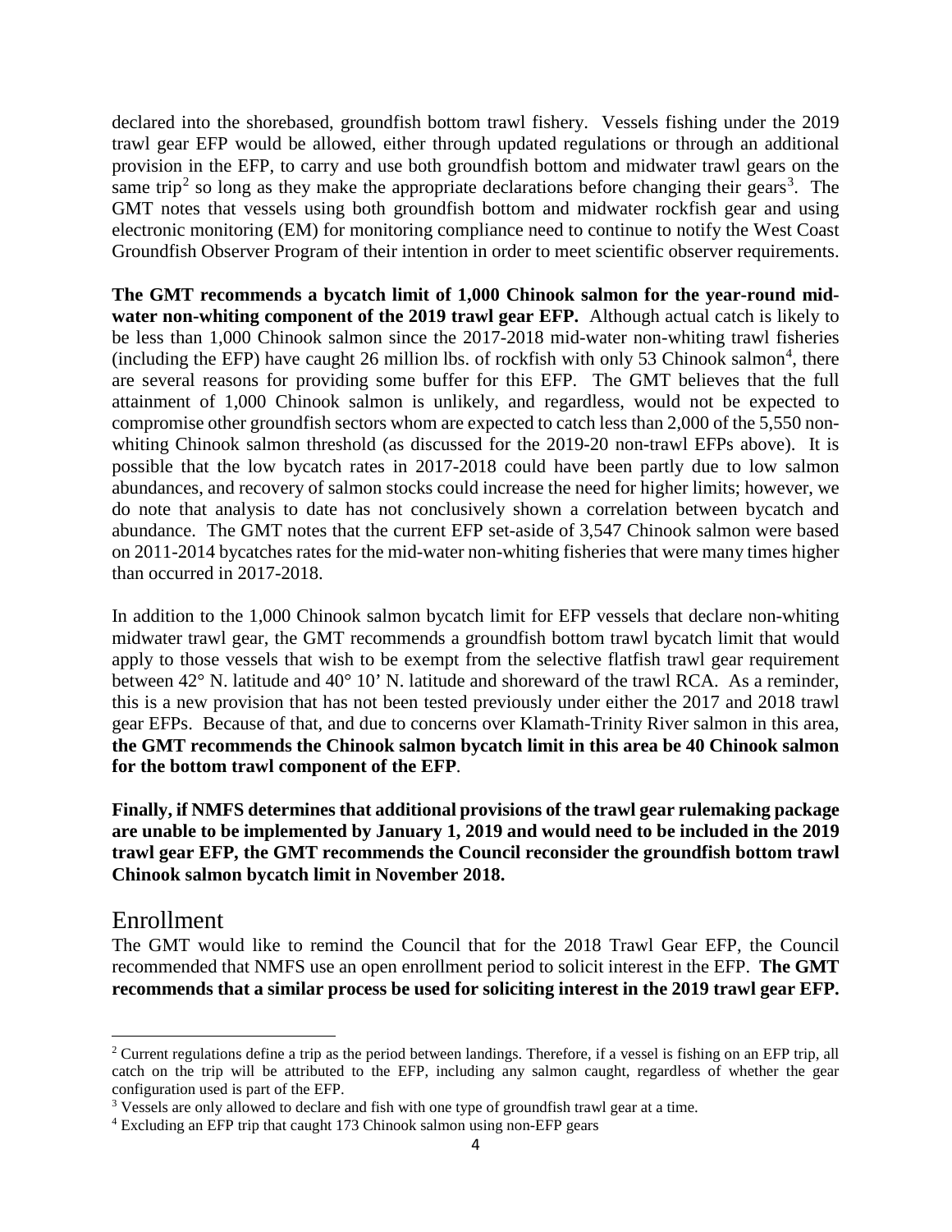declared into the shorebased, groundfish bottom trawl fishery. Vessels fishing under the 2019 trawl gear EFP would be allowed, either through updated regulations or through an additional provision in the EFP, to carry and use both groundfish bottom and midwater trawl gears on the same trip[2] so long as they make the appropriate declarations before changing their gears[3]. The GMT notes that vessels using both groundfish bottom and midwater rockfish gear and using electronic monitoring (EM) for monitoring compliance need to continue to notify the West Coast Groundfish Observer Program of their intention in order to meet scientific observer requirements.

**The GMT recommends a bycatch limit of 1,000 Chinook salmon for the year-round mid-water non-whiting component of the 2019 trawl gear EFP.** Although actual catch is likely to be less than 1,000 Chinook salmon since the 2017-2018 mid-water non-whiting trawl fisheries (including the EFP) have caught 26 million lbs. of rockfish with only 53 Chinook salmon[4], there are several reasons for providing some buffer for this EFP. The GMT believes that the full attainment of 1,000 Chinook salmon is unlikely, and regardless, would not be expected to compromise other groundfish sectors whom are expected to catch less than 2,000 of the 5,550 non-whiting Chinook salmon threshold (as discussed for the 2019-20 non-trawl EFPs above). It is possible that the low bycatch rates in 2017-2018 could have been partly due to low salmon abundances, and recovery of salmon stocks could increase the need for higher limits; however, we do note that analysis to date has not conclusively shown a correlation between bycatch and abundance. The GMT notes that the current EFP set-aside of 3,547 Chinook salmon were based on 2011-2014 bycatches rates for the mid-water non-whiting fisheries that were many times higher than occurred in 2017-2018.

In addition to the 1,000 Chinook salmon bycatch limit for EFP vessels that declare non-whiting midwater trawl gear, the GMT recommends a groundfish bottom trawl bycatch limit that would apply to those vessels that wish to be exempt from the selective flatfish trawl gear requirement between 42° N. latitude and 40° 10' N. latitude and shoreward of the trawl RCA. As a reminder, this is a new provision that has not been tested previously under either the 2017 and 2018 trawl gear EFPs. Because of that, and due to concerns over Klamath-Trinity River salmon in this area, **the GMT recommends the Chinook salmon bycatch limit in this area be 40 Chinook salmon for the bottom trawl component of the EFP**.

**Finally, if NMFS determines that additional provisions of the trawl gear rulemaking package are unable to be implemented by January 1, 2019 and would need to be included in the 2019 trawl gear EFP, the GMT recommends the Council reconsider the groundfish bottom trawl Chinook salmon bycatch limit in November 2018.**

## Enrollment

The GMT would like to remind the Council that for the 2018 Trawl Gear EFP, the Council recommended that NMFS use an open enrollment period to solicit interest in the EFP. **The GMT recommends that a similar process be used for soliciting interest in the 2019 trawl gear EFP.**

---

[2] Current regulations define a trip as the period between landings. Therefore, if a vessel is fishing on an EFP trip, all catch on the trip will be attributed to the EFP, including any salmon caught, regardless of whether the gear configuration used is part of the EFP.

[3] Vessels are only allowed to declare and fish with one type of groundfish trawl gear at a time.

[4] Excluding an EFP trip that caught 173 Chinook salmon using non-EFP gears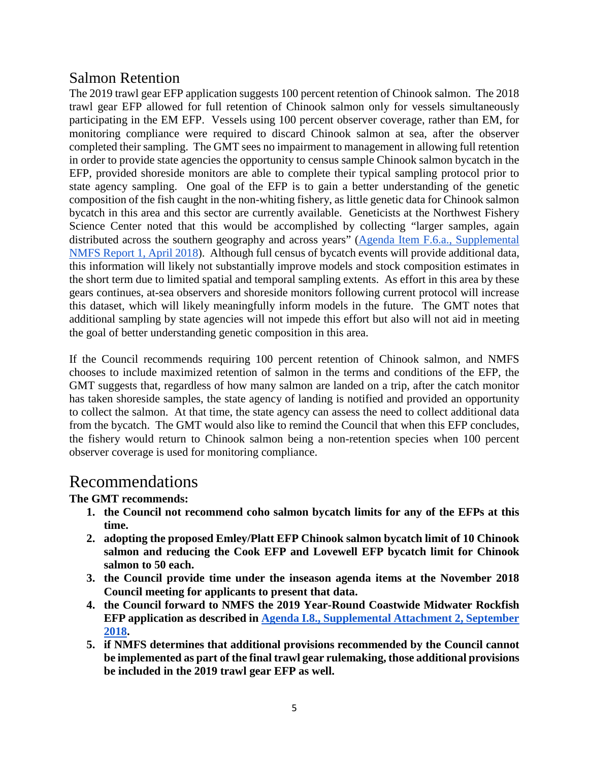## Salmon Retention

The 2019 trawl gear EFP application suggests 100 percent retention of Chinook salmon. The 2018 trawl gear EFP allowed for full retention of Chinook salmon only for vessels simultaneously participating in the EM EFP. Vessels using 100 percent observer coverage, rather than EM, for monitoring compliance were required to discard Chinook salmon at sea, after the observer completed their sampling. The GMT sees no impairment to management in allowing full retention in order to provide state agencies the opportunity to census sample Chinook salmon bycatch in the EFP, provided shoreside monitors are able to complete their typical sampling protocol prior to state agency sampling. One goal of the EFP is to gain a better understanding of the genetic composition of the fish caught in the non-whiting fishery, as little genetic data for Chinook salmon bycatch in this area and this sector are currently available. Geneticists at the Northwest Fishery Science Center noted that this would be accomplished by collecting "larger samples, again distributed across the southern geography and across years" (Agenda Item F.6.a., Supplemental NMFS Report 1, April 2018). Although full census of bycatch events will provide additional data, this information will likely not substantially improve models and stock composition estimates in the short term due to limited spatial and temporal sampling extents. As effort in this area by these gears continues, at-sea observers and shoreside monitors following current protocol will increase this dataset, which will likely meaningfully inform models in the future. The GMT notes that additional sampling by state agencies will not impede this effort but also will not aid in meeting the goal of better understanding genetic composition in this area.

If the Council recommends requiring 100 percent retention of Chinook salmon, and NMFS chooses to include maximized retention of salmon in the terms and conditions of the EFP, the GMT suggests that, regardless of how many salmon are landed on a trip, after the catch monitor has taken shoreside samples, the state agency of landing is notified and provided an opportunity to collect the salmon. At that time, the state agency can assess the need to collect additional data from the bycatch. The GMT would also like to remind the Council that when this EFP concludes, the fishery would return to Chinook salmon being a non-retention species when 100 percent observer coverage is used for monitoring compliance.

# Recommendations

**The GMT recommends:**

1. **the Council not recommend coho salmon bycatch limits for any of the EFPs at this time.**
2. **adopting the proposed Emley/Platt EFP Chinook salmon bycatch limit of 10 Chinook salmon and reducing the Cook EFP and Lovewell EFP bycatch limit for Chinook salmon to 50 each.**
3. **the Council provide time under the inseason agenda items at the November 2018 Council meeting for applicants to present that data.**
4. **the Council forward to NMFS the 2019 Year-Round Coastwide Midwater Rockfish EFP application as described in Agenda I.8., Supplemental Attachment 2, September 2018.**
5. **if NMFS determines that additional provisions recommended by the Council cannot be implemented as part of the final trawl gear rulemaking, those additional provisions be included in the 2019 trawl gear EFP as well.**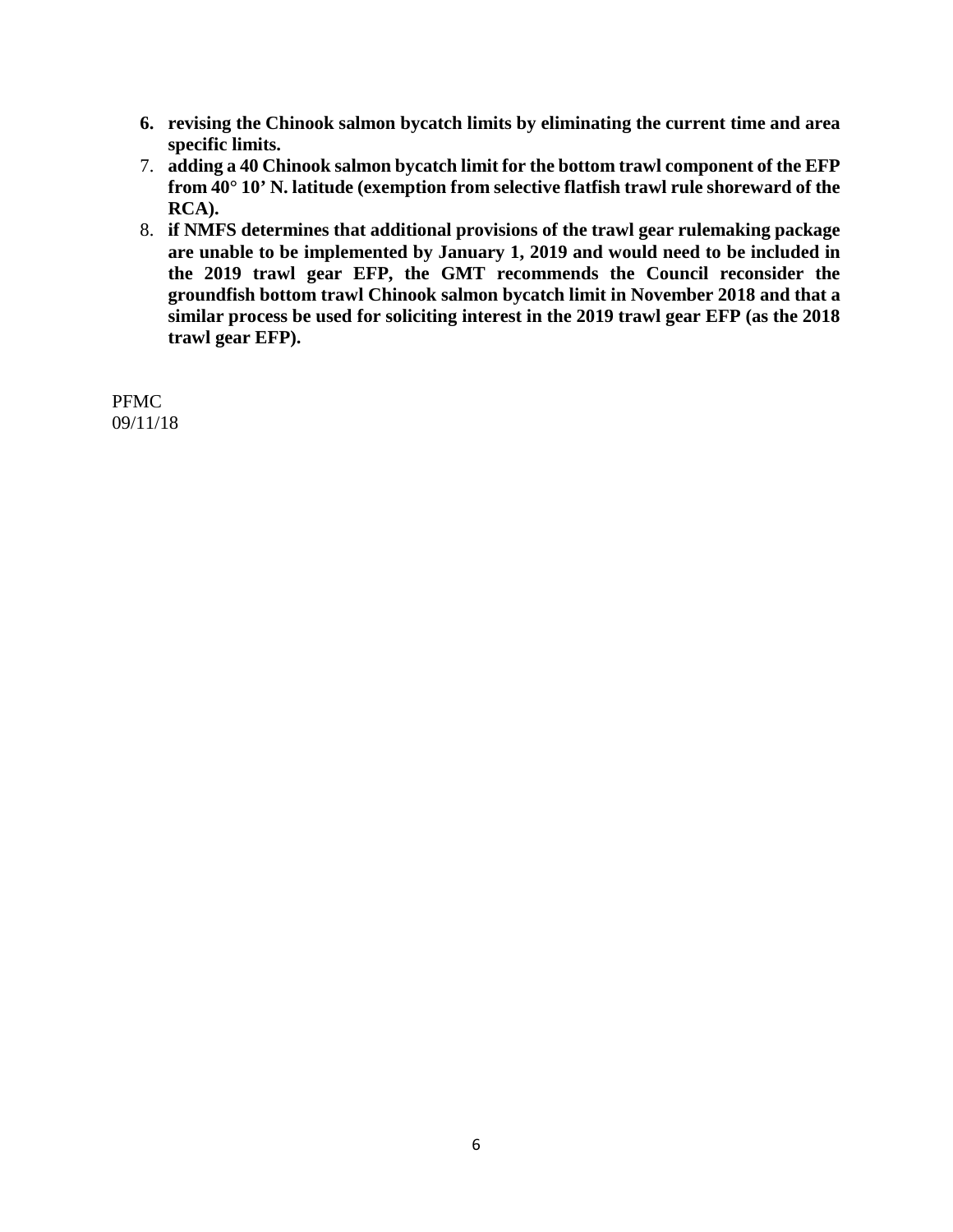6. **revising the Chinook salmon bycatch limits by eliminating the current time and area specific limits.**
7. **adding a 40 Chinook salmon bycatch limit for the bottom trawl component of the EFP from 40° 10' N. latitude (exemption from selective flatfish trawl rule shoreward of the RCA).**
8. **if NMFS determines that additional provisions of the trawl gear rulemaking package are unable to be implemented by January 1, 2019 and would need to be included in the 2019 trawl gear EFP, the GMT recommends the Council reconsider the groundfish bottom trawl Chinook salmon bycatch limit in November 2018 and that a similar process be used for soliciting interest in the 2019 trawl gear EFP (as the 2018 trawl gear EFP).**

PFMC
09/11/18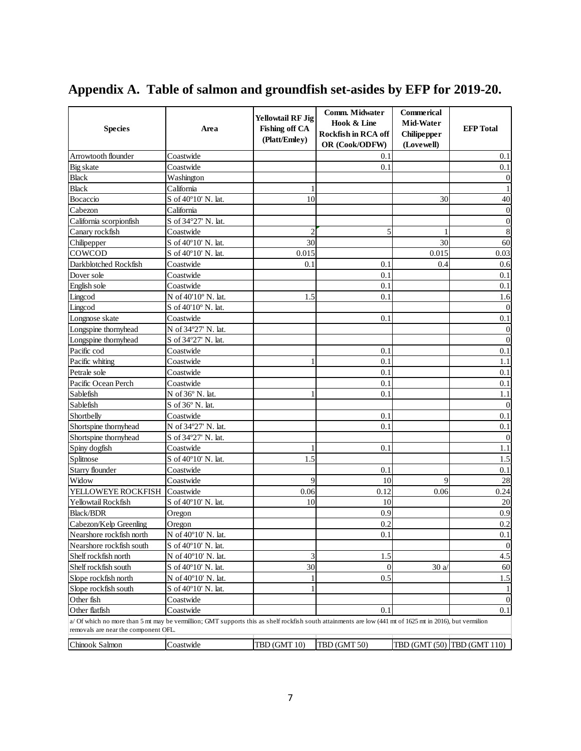# Appendix A. Table of salmon and groundfish set-asides by EFP for 2019-20.

| Species | Area | Yellowtail RF Jig Fishing off CA (Platt/Emley) | Comm. Midwater Hook & Line Rockfish in RCA off OR (Cook/ODFW) | Commerical Mid-Water Chilipepper (Lovewell) | EFP Total |
|---|---|---|---|---|---|
| Arrowtooth flounder | Coastwide | | 0.1 | | 0.1 |
| Big skate | Coastwide | | 0.1 | | 0.1 |
| Black | Washington | | | | 0 |
| Black | California | 1 | | | 1 |
| Bocaccio | S of 40°10' N. lat. | 10 | | 30 | 40 |
| Cabezon | California | | | | 0 |
| California scorpionfish | S of 34°27' N. lat. | | | | 0 |
| Canary rockfish | Coastwide | 2 | 5 | 1 | 8 |
| Chilipepper | S of 40°10' N. lat. | 30 | | 30 | 60 |
| COWCOD | S of 40°10' N. lat. | 0.015 | | 0.015 | 0.03 |
| Darkblotched Rockfish | Coastwide | 0.1 | 0.1 | 0.4 | 0.6 |
| Dover sole | Coastwide | | 0.1 | | 0.1 |
| English sole | Coastwide | | 0.1 | | 0.1 |
| Lingcod | N of 40'10º N. lat. | 1.5 | 0.1 | | 1.6 |
| Lingcod | S of 40'10º N. lat. | | | | 0 |
| Longnose skate | Coastwide | | 0.1 | | 0.1 |
| Longspine thornyhead | N of 34º27' N. lat. | | | | 0 |
| Longspine thornyhead | S of 34º27' N. lat. | | | | 0 |
| Pacific cod | Coastwide | | 0.1 | | 0.1 |
| Pacific whiting | Coastwide | 1 | 0.1 | | 1.1 |
| Petrale sole | Coastwide | | 0.1 | | 0.1 |
| Pacific Ocean Perch | Coastwide | | 0.1 | | 0.1 |
| Sablefish | N of 36º N. lat. | 1 | 0.1 | | 1.1 |
| Sablefish | S of 36º N. lat. | | | | 0 |
| Shortbelly | Coastwide | | 0.1 | | 0.1 |
| Shortspine thornyhead | N of 34º27' N. lat. | | 0.1 | | 0.1 |
| Shortspine thornyhead | S of 34º27' N. lat. | | | | 0 |
| Spiny dogfish | Coastwide | 1 | 0.1 | | 1.1 |
| Splitnose | S of 40°10' N. lat. | 1.5 | | | 1.5 |
| Starry flounder | Coastwide | | 0.1 | | 0.1 |
| Widow | Coastwide | 9 | 10 | 9 | 28 |
| YELLOWEYE ROCKFISH | Coastwide | 0.06 | 0.12 | 0.06 | 0.24 |
| Yellowtail Rockfish | S of 40°10' N. lat. | 10 | 10 | | 20 |
| Black/BDR | Oregon | | 0.9 | | 0.9 |
| Cabezon/Kelp Greenling | Oregon | | 0.2 | | 0.2 |
| Nearshore rockfish north | N of 40°10' N. lat. | | 0.1 | | 0.1 |
| Nearshore rockfish south | S of 40°10' N. lat. | | | | 0 |
| Shelf rockfish north | N of 40°10' N. lat. | 3 | 1.5 | | 4.5 |
| Shelf rockfish south | S of 40°10' N. lat. | 30 | 0 | 30 a/ | 60 |
| Slope rockfish north | N of 40°10' N. lat. | 1 | 0.5 | | 1.5 |
| Slope rockfish south | S of 40°10' N. lat. | 1 | | | 1 |
| Other fish | Coastwide | | | | 0 |
| Other flatfish | Coastwide | | 0.1 | | 0.1 |
| Chinook Salmon | Coastwide | TBD (GMT 10) | TBD (GMT 50) | TBD (GMT (50) | TBD (GMT 110) |

a/ Of which no more than 5 mt may be vermillion; GMT supports this as shelf rockfish south attainments are low (441 mt of 1625 mt in 2016), but vermilion removals are near the component OFL.